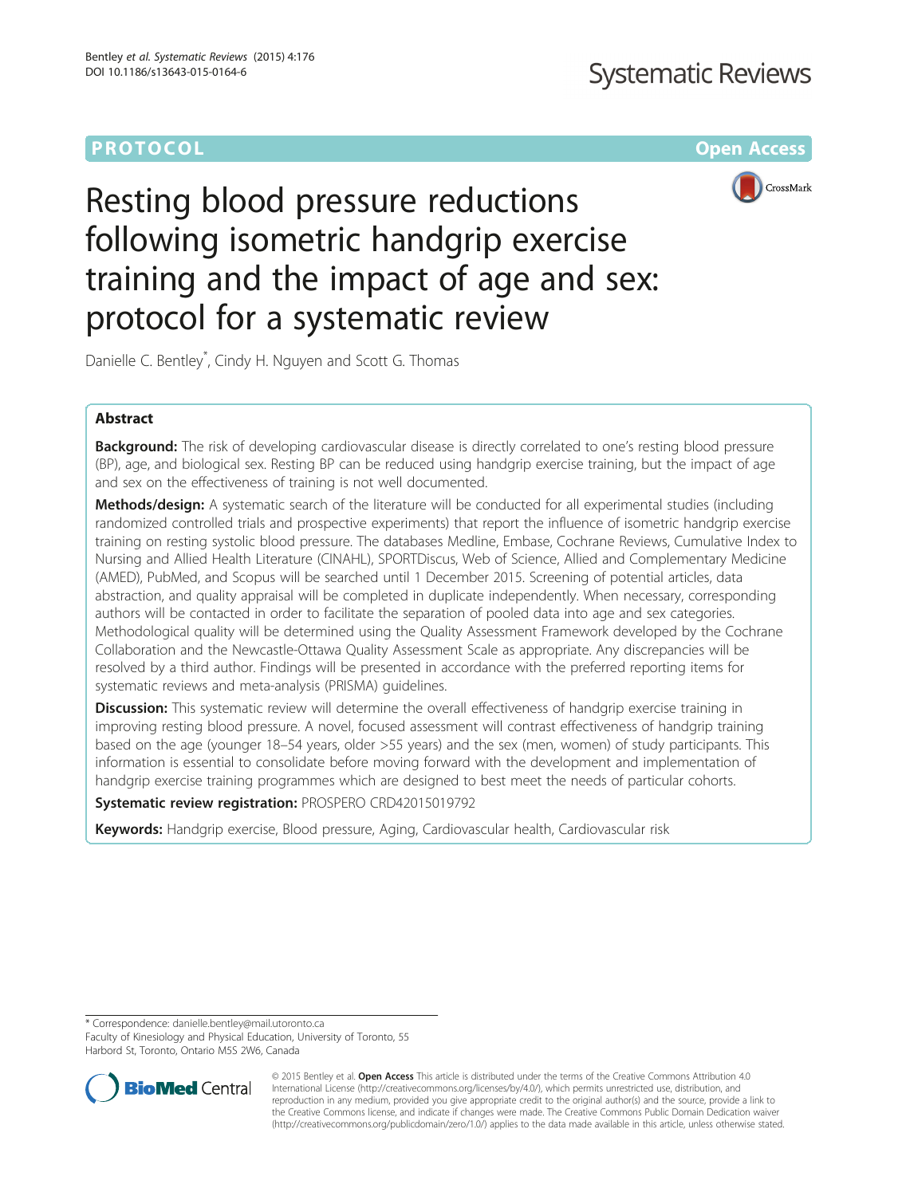PROTOCOL

Open Access

# Resting blood pressure reductions following isometric handgrip exercise training and the impact of age and sex: protocol for a systematic review

Danielle C. Bentley*, Cindy H. Nguyen and Scott G. Thomas

## Abstract

**Background:** The risk of developing cardiovascular disease is directly correlated to one's resting blood pressure (BP), age, and biological sex. Resting BP can be reduced using handgrip exercise training, but the impact of age and sex on the effectiveness of training is not well documented.

**Methods/design:** A systematic search of the literature will be conducted for all experimental studies (including randomized controlled trials and prospective experiments) that report the influence of isometric handgrip exercise training on resting systolic blood pressure. The databases Medline, Embase, Cochrane Reviews, Cumulative Index to Nursing and Allied Health Literature (CINAHL), SPORTDiscus, Web of Science, Allied and Complementary Medicine (AMED), PubMed, and Scopus will be searched until 1 December 2015. Screening of potential articles, data abstraction, and quality appraisal will be completed in duplicate independently. When necessary, corresponding authors will be contacted in order to facilitate the separation of pooled data into age and sex categories. Methodological quality will be determined using the Quality Assessment Framework developed by the Cochrane Collaboration and the Newcastle-Ottawa Quality Assessment Scale as appropriate. Any discrepancies will be resolved by a third author. Findings will be presented in accordance with the preferred reporting items for systematic reviews and meta-analysis (PRISMA) guidelines.

**Discussion:** This systematic review will determine the overall effectiveness of handgrip exercise training in improving resting blood pressure. A novel, focused assessment will contrast effectiveness of handgrip training based on the age (younger 18–54 years, older >55 years) and the sex (men, women) of study participants. This information is essential to consolidate before moving forward with the development and implementation of handgrip exercise training programmes which are designed to best meet the needs of particular cohorts.

**Systematic review registration:** PROSPERO CRD42015019792

**Keywords:** Handgrip exercise, Blood pressure, Aging, Cardiovascular health, Cardiovascular risk

* Correspondence: danielle.bentley@mail.utoronto.ca
Faculty of Kinesiology and Physical Education, University of Toronto, 55 Harbord St, Toronto, Ontario M5S 2W6, Canada

© 2015 Bentley et al. **Open Access** This article is distributed under the terms of the Creative Commons Attribution 4.0 International License (http://creativecommons.org/licenses/by/4.0/), which permits unrestricted use, distribution, and reproduction in any medium, provided you give appropriate credit to the original author(s) and the source, provide a link to the Creative Commons license, and indicate if changes were made. The Creative Commons Public Domain Dedication waiver (http://creativecommons.org/publicdomain/zero/1.0/) applies to the data made available in this article, unless otherwise stated.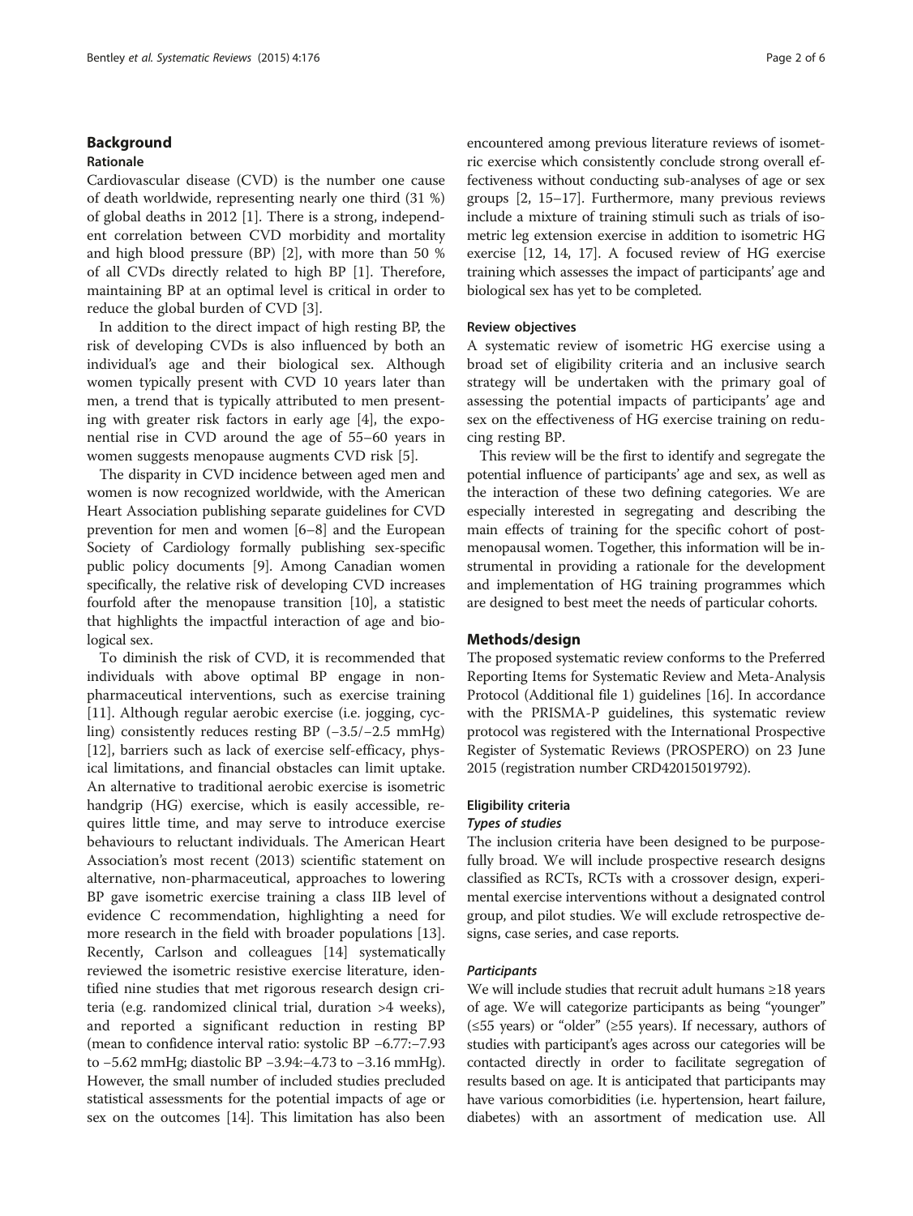## Background

### Rationale

Cardiovascular disease (CVD) is the number one cause of death worldwide, representing nearly one third (31 %) of global deaths in 2012 [1]. There is a strong, independent correlation between CVD morbidity and mortality and high blood pressure (BP) [2], with more than 50 % of all CVDs directly related to high BP [1]. Therefore, maintaining BP at an optimal level is critical in order to reduce the global burden of CVD [3].

In addition to the direct impact of high resting BP, the risk of developing CVDs is also influenced by both an individual's age and their biological sex. Although women typically present with CVD 10 years later than men, a trend that is typically attributed to men presenting with greater risk factors in early age [4], the exponential rise in CVD around the age of 55–60 years in women suggests menopause augments CVD risk [5].

The disparity in CVD incidence between aged men and women is now recognized worldwide, with the American Heart Association publishing separate guidelines for CVD prevention for men and women [6–8] and the European Society of Cardiology formally publishing sex-specific public policy documents [9]. Among Canadian women specifically, the relative risk of developing CVD increases fourfold after the menopause transition [10], a statistic that highlights the impactful interaction of age and biological sex.

To diminish the risk of CVD, it is recommended that individuals with above optimal BP engage in non-pharmaceutical interventions, such as exercise training [11]. Although regular aerobic exercise (i.e. jogging, cycling) consistently reduces resting BP (−3.5/−2.5 mmHg) [12], barriers such as lack of exercise self-efficacy, physical limitations, and financial obstacles can limit uptake. An alternative to traditional aerobic exercise is isometric handgrip (HG) exercise, which is easily accessible, requires little time, and may serve to introduce exercise behaviours to reluctant individuals. The American Heart Association's most recent (2013) scientific statement on alternative, non-pharmaceutical, approaches to lowering BP gave isometric exercise training a class IIB level of evidence C recommendation, highlighting a need for more research in the field with broader populations [13]. Recently, Carlson and colleagues [14] systematically reviewed the isometric resistive exercise literature, identified nine studies that met rigorous research design criteria (e.g. randomized clinical trial, duration >4 weeks), and reported a significant reduction in resting BP (mean to confidence interval ratio: systolic BP −6.77:−7.93 to −5.62 mmHg; diastolic BP −3.94:−4.73 to −3.16 mmHg). However, the small number of included studies precluded statistical assessments for the potential impacts of age or sex on the outcomes [14]. This limitation has also been encountered among previous literature reviews of isometric exercise which consistently conclude strong overall effectiveness without conducting sub-analyses of age or sex groups [2, 15–17]. Furthermore, many previous reviews include a mixture of training stimuli such as trials of isometric leg extension exercise in addition to isometric HG exercise [12, 14, 17]. A focused review of HG exercise training which assesses the impact of participants' age and biological sex has yet to be completed.

### Review objectives

A systematic review of isometric HG exercise using a broad set of eligibility criteria and an inclusive search strategy will be undertaken with the primary goal of assessing the potential impacts of participants' age and sex on the effectiveness of HG exercise training on reducing resting BP.

This review will be the first to identify and segregate the potential influence of participants' age and sex, as well as the interaction of these two defining categories. We are especially interested in segregating and describing the main effects of training for the specific cohort of post-menopausal women. Together, this information will be instrumental in providing a rationale for the development and implementation of HG training programmes which are designed to best meet the needs of particular cohorts.

## Methods/design

The proposed systematic review conforms to the Preferred Reporting Items for Systematic Review and Meta-Analysis Protocol (Additional file 1) guidelines [16]. In accordance with the PRISMA-P guidelines, this systematic review protocol was registered with the International Prospective Register of Systematic Reviews (PROSPERO) on 23 June 2015 (registration number CRD42015019792).

### Eligibility criteria

#### *Types of studies*

The inclusion criteria have been designed to be purposefully broad. We will include prospective research designs classified as RCTs, RCTs with a crossover design, experimental exercise interventions without a designated control group, and pilot studies. We will exclude retrospective designs, case series, and case reports.

#### *Participants*

We will include studies that recruit adult humans ≥18 years of age. We will categorize participants as being "younger" (≤55 years) or "older" (≥55 years). If necessary, authors of studies with participant's ages across our categories will be contacted directly in order to facilitate segregation of results based on age. It is anticipated that participants may have various comorbidities (i.e. hypertension, heart failure, diabetes) with an assortment of medication use. All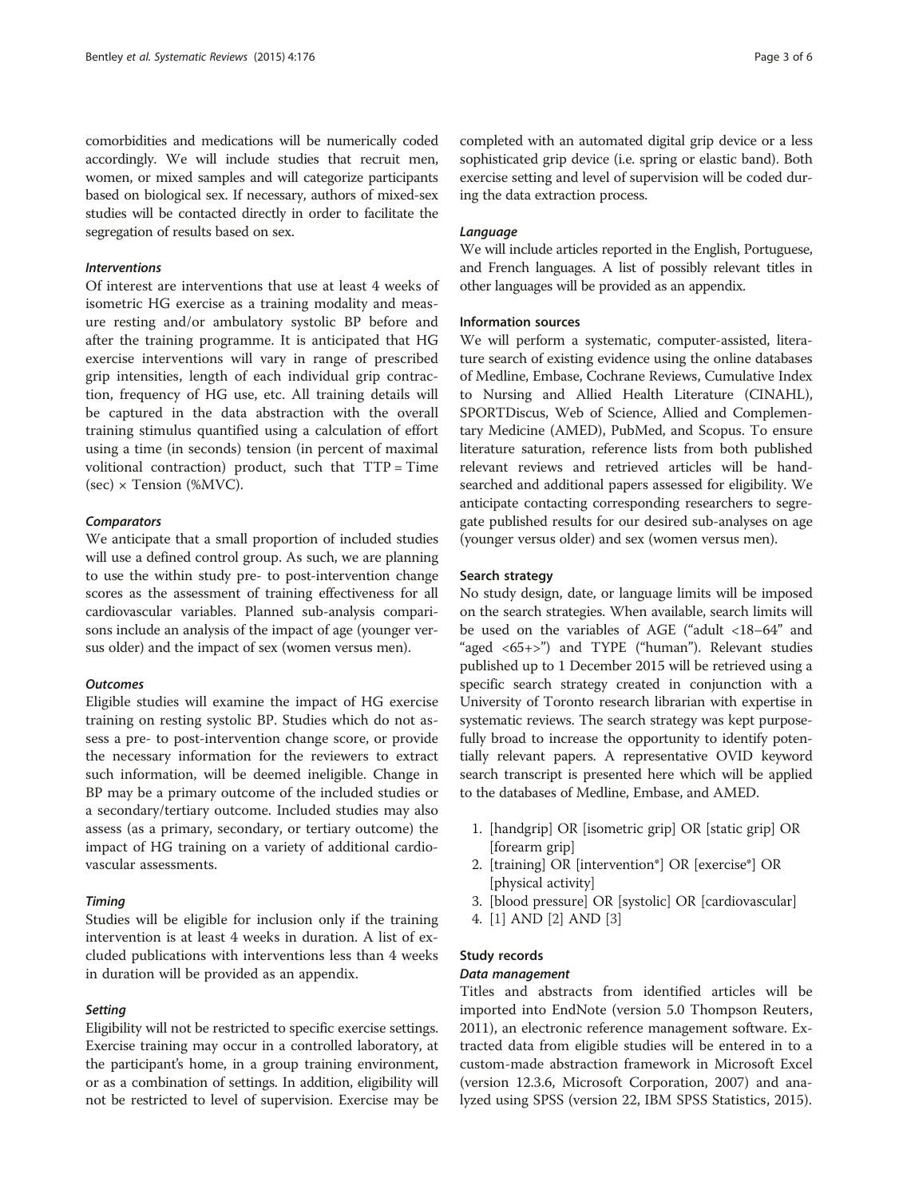comorbidities and medications will be numerically coded accordingly. We will include studies that recruit men, women, or mixed samples and will categorize participants based on biological sex. If necessary, authors of mixed-sex studies will be contacted directly in order to facilitate the segregation of results based on sex.

#### *Interventions*

Of interest are interventions that use at least 4 weeks of isometric HG exercise as a training modality and measure resting and/or ambulatory systolic BP before and after the training programme. It is anticipated that HG exercise interventions will vary in range of prescribed grip intensities, length of each individual grip contraction, frequency of HG use, etc. All training details will be captured in the data abstraction with the overall training stimulus quantified using a calculation of effort using a time (in seconds) tension (in percent of maximal volitional contraction) product, such that $\mathrm{TTP} = \mathrm{Time}\ (\mathrm{sec}) \times \mathrm{Tension}\ (\%\mathrm{MVC})$.

#### *Comparators*

We anticipate that a small proportion of included studies will use a defined control group. As such, we are planning to use the within study pre- to post-intervention change scores as the assessment of training effectiveness for all cardiovascular variables. Planned sub-analysis comparisons include an analysis of the impact of age (younger versus older) and the impact of sex (women versus men).

#### *Outcomes*

Eligible studies will examine the impact of HG exercise training on resting systolic BP. Studies which do not assess a pre- to post-intervention change score, or provide the necessary information for the reviewers to extract such information, will be deemed ineligible. Change in BP may be a primary outcome of the included studies or a secondary/tertiary outcome. Included studies may also assess (as a primary, secondary, or tertiary outcome) the impact of HG training on a variety of additional cardiovascular assessments.

#### *Timing*

Studies will be eligible for inclusion only if the training intervention is at least 4 weeks in duration. A list of excluded publications with interventions less than 4 weeks in duration will be provided as an appendix.

#### *Setting*

Eligibility will not be restricted to specific exercise settings. Exercise training may occur in a controlled laboratory, at the participant's home, in a group training environment, or as a combination of settings. In addition, eligibility will not be restricted to level of supervision. Exercise may be completed with an automated digital grip device or a less sophisticated grip device (i.e. spring or elastic band). Both exercise setting and level of supervision will be coded during the data extraction process.

#### *Language*

We will include articles reported in the English, Portuguese, and French languages. A list of possibly relevant titles in other languages will be provided as an appendix.

### Information sources

We will perform a systematic, computer-assisted, literature search of existing evidence using the online databases of Medline, Embase, Cochrane Reviews, Cumulative Index to Nursing and Allied Health Literature (CINAHL), SPORTDiscus, Web of Science, Allied and Complementary Medicine (AMED), PubMed, and Scopus. To ensure literature saturation, reference lists from both published relevant reviews and retrieved articles will be hand-searched and additional papers assessed for eligibility. We anticipate contacting corresponding researchers to segregate published results for our desired sub-analyses on age (younger versus older) and sex (women versus men).

### Search strategy

No study design, date, or language limits will be imposed on the search strategies. When available, search limits will be used on the variables of AGE ("adult <18–64" and "aged <65+>") and TYPE ("human"). Relevant studies published up to 1 December 2015 will be retrieved using a specific search strategy created in conjunction with a University of Toronto research librarian with expertise in systematic reviews. The search strategy was kept purposefully broad to increase the opportunity to identify potentially relevant papers. A representative OVID keyword search transcript is presented here which will be applied to the databases of Medline, Embase, and AMED.

1. [handgrip] OR [isometric grip] OR [static grip] OR [forearm grip]
2. [training] OR [intervention*] OR [exercise*] OR [physical activity]
3. [blood pressure] OR [systolic] OR [cardiovascular]
4. [1] AND [2] AND [3]

### Study records

#### *Data management*

Titles and abstracts from identified articles will be imported into EndNote (version 5.0 Thompson Reuters, 2011), an electronic reference management software. Extracted data from eligible studies will be entered in to a custom-made abstraction framework in Microsoft Excel (version 12.3.6, Microsoft Corporation, 2007) and analyzed using SPSS (version 22, IBM SPSS Statistics, 2015).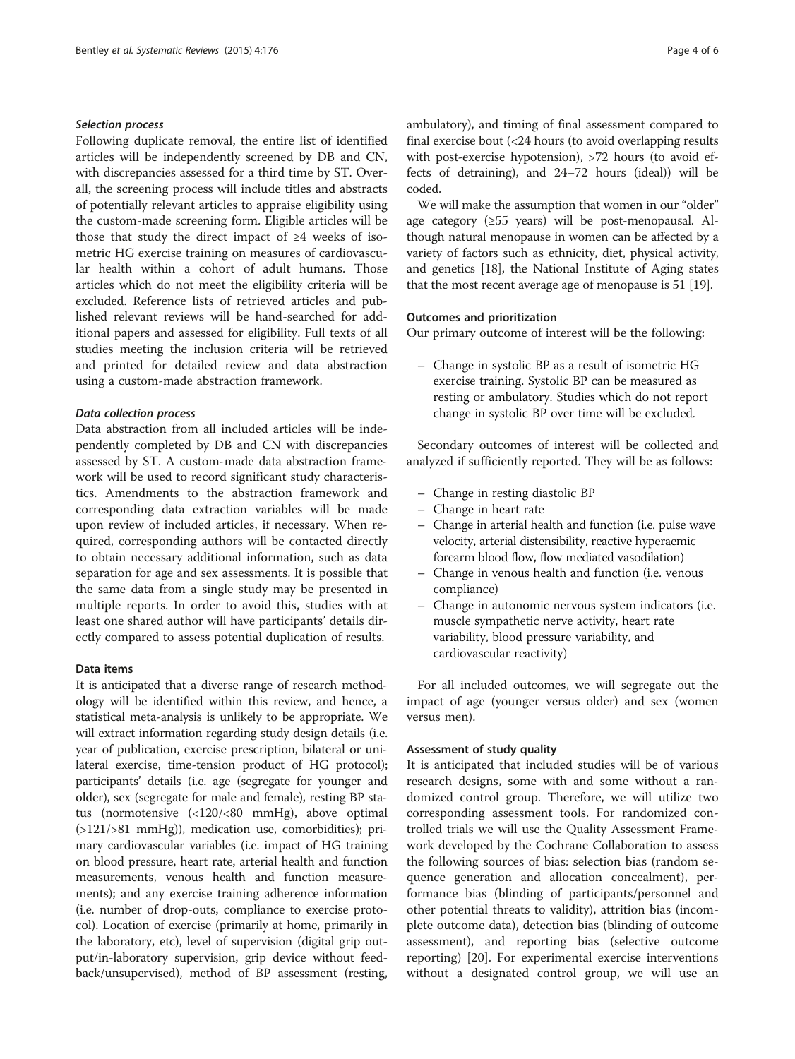#### *Selection process*

Following duplicate removal, the entire list of identified articles will be independently screened by DB and CN, with discrepancies assessed for a third time by ST. Overall, the screening process will include titles and abstracts of potentially relevant articles to appraise eligibility using the custom-made screening form. Eligible articles will be those that study the direct impact of ≥4 weeks of isometric HG exercise training on measures of cardiovascular health within a cohort of adult humans. Those articles which do not meet the eligibility criteria will be excluded. Reference lists of retrieved articles and published relevant reviews will be hand-searched for additional papers and assessed for eligibility. Full texts of all studies meeting the inclusion criteria will be retrieved and printed for detailed review and data abstraction using a custom-made abstraction framework.

#### *Data collection process*

Data abstraction from all included articles will be independently completed by DB and CN with discrepancies assessed by ST. A custom-made data abstraction framework will be used to record significant study characteristics. Amendments to the abstraction framework and corresponding data extraction variables will be made upon review of included articles, if necessary. When required, corresponding authors will be contacted directly to obtain necessary additional information, such as data separation for age and sex assessments. It is possible that the same data from a single study may be presented in multiple reports. In order to avoid this, studies with at least one shared author will have participants' details directly compared to assess potential duplication of results.

### Data items

It is anticipated that a diverse range of research methodology will be identified within this review, and hence, a statistical meta-analysis is unlikely to be appropriate. We will extract information regarding study design details (i.e. year of publication, exercise prescription, bilateral or unilateral exercise, time-tension product of HG protocol); participants' details (i.e. age (segregate for younger and older), sex (segregate for male and female), resting BP status (normotensive (<120/<80 mmHg), above optimal (>121/>81 mmHg)), medication use, comorbidities); primary cardiovascular variables (i.e. impact of HG training on blood pressure, heart rate, arterial health and function measurements, venous health and function measurements); and any exercise training adherence information (i.e. number of drop-outs, compliance to exercise protocol). Location of exercise (primarily at home, primarily in the laboratory, etc), level of supervision (digital grip output/in-laboratory supervision, grip device without feedback/unsupervised), method of BP assessment (resting, ambulatory), and timing of final assessment compared to final exercise bout (<24 hours (to avoid overlapping results with post-exercise hypotension), >72 hours (to avoid effects of detraining), and 24–72 hours (ideal)) will be coded.

We will make the assumption that women in our "older" age category (≥55 years) will be post-menopausal. Although natural menopause in women can be affected by a variety of factors such as ethnicity, diet, physical activity, and genetics [18], the National Institute of Aging states that the most recent average age of menopause is 51 [19].

### Outcomes and prioritization

Our primary outcome of interest will be the following:

- Change in systolic BP as a result of isometric HG exercise training. Systolic BP can be measured as resting or ambulatory. Studies which do not report change in systolic BP over time will be excluded.

Secondary outcomes of interest will be collected and analyzed if sufficiently reported. They will be as follows:

- Change in resting diastolic BP
- Change in heart rate
- Change in arterial health and function (i.e. pulse wave velocity, arterial distensibility, reactive hyperaemic forearm blood flow, flow mediated vasodilation)
- Change in venous health and function (i.e. venous compliance)
- Change in autonomic nervous system indicators (i.e. muscle sympathetic nerve activity, heart rate variability, blood pressure variability, and cardiovascular reactivity)

For all included outcomes, we will segregate out the impact of age (younger versus older) and sex (women versus men).

### Assessment of study quality

It is anticipated that included studies will be of various research designs, some with and some without a randomized control group. Therefore, we will utilize two corresponding assessment tools. For randomized controlled trials we will use the Quality Assessment Framework developed by the Cochrane Collaboration to assess the following sources of bias: selection bias (random sequence generation and allocation concealment), performance bias (blinding of participants/personnel and other potential threats to validity), attrition bias (incomplete outcome data), detection bias (blinding of outcome assessment), and reporting bias (selective outcome reporting) [20]. For experimental exercise interventions without a designated control group, we will use an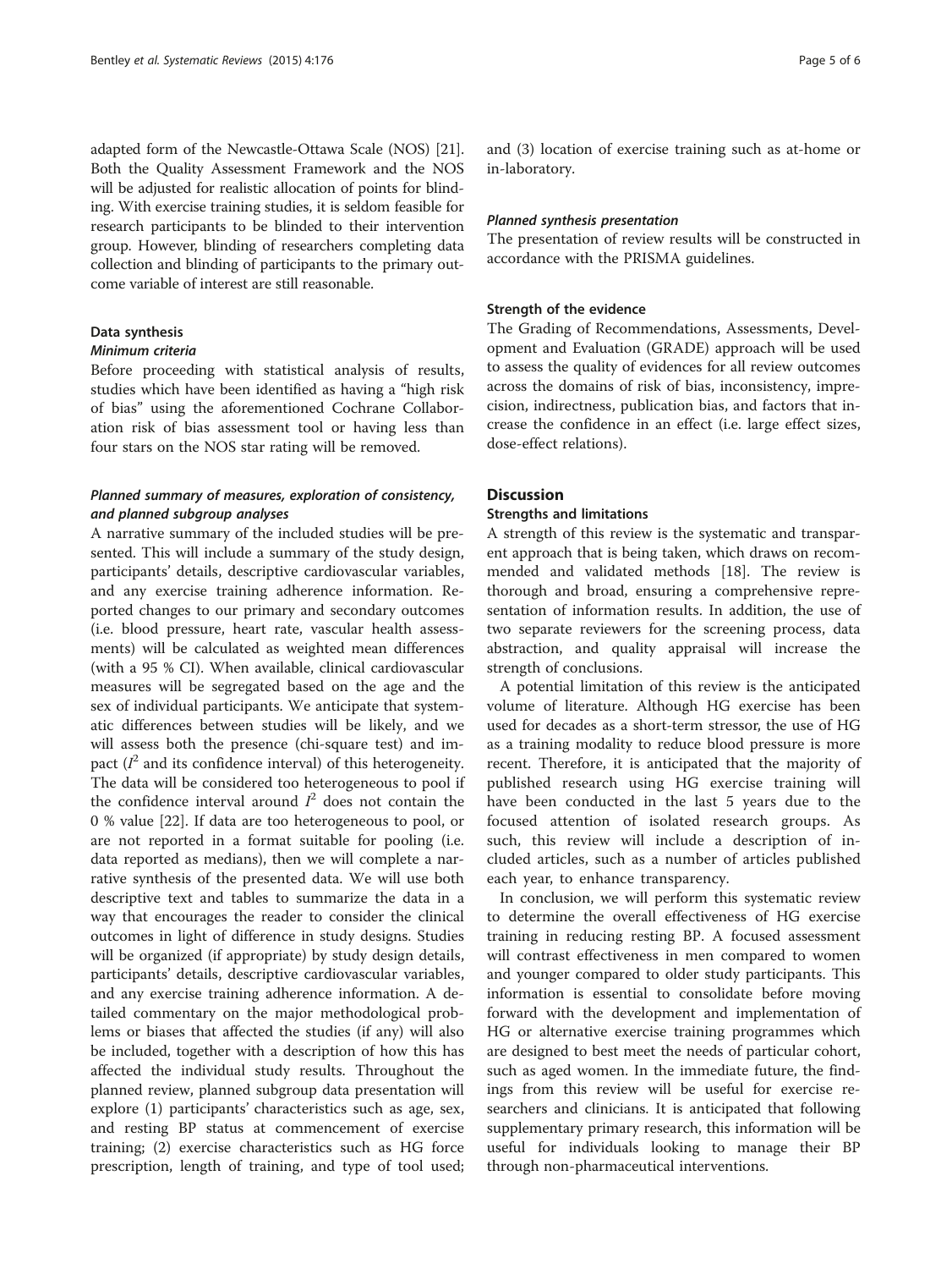adapted form of the Newcastle-Ottawa Scale (NOS) [21]. Both the Quality Assessment Framework and the NOS will be adjusted for realistic allocation of points for blinding. With exercise training studies, it is seldom feasible for research participants to be blinded to their intervention group. However, blinding of researchers completing data collection and blinding of participants to the primary outcome variable of interest are still reasonable.

### Data synthesis

#### *Minimum criteria*

Before proceeding with statistical analysis of results, studies which have been identified as having a "high risk of bias" using the aforementioned Cochrane Collaboration risk of bias assessment tool or having less than four stars on the NOS star rating will be removed.

#### *Planned summary of measures, exploration of consistency, and planned subgroup analyses*

A narrative summary of the included studies will be presented. This will include a summary of the study design, participants' details, descriptive cardiovascular variables, and any exercise training adherence information. Reported changes to our primary and secondary outcomes (i.e. blood pressure, heart rate, vascular health assessments) will be calculated as weighted mean differences (with a 95 % CI). When available, clinical cardiovascular measures will be segregated based on the age and the sex of individual participants. We anticipate that systematic differences between studies will be likely, and we will assess both the presence (chi-square test) and impact ($I^2$ and its confidence interval) of this heterogeneity. The data will be considered too heterogeneous to pool if the confidence interval around $I^2$ does not contain the 0 % value [22]. If data are too heterogeneous to pool, or are not reported in a format suitable for pooling (i.e. data reported as medians), then we will complete a narrative synthesis of the presented data. We will use both descriptive text and tables to summarize the data in a way that encourages the reader to consider the clinical outcomes in light of difference in study designs. Studies will be organized (if appropriate) by study design details, participants' details, descriptive cardiovascular variables, and any exercise training adherence information. A detailed commentary on the major methodological problems or biases that affected the studies (if any) will also be included, together with a description of how this has affected the individual study results. Throughout the planned review, planned subgroup data presentation will explore (1) participants' characteristics such as age, sex, and resting BP status at commencement of exercise training; (2) exercise characteristics such as HG force prescription, length of training, and type of tool used; and (3) location of exercise training such as at-home or in-laboratory.

#### *Planned synthesis presentation*

The presentation of review results will be constructed in accordance with the PRISMA guidelines.

### Strength of the evidence

The Grading of Recommendations, Assessments, Development and Evaluation (GRADE) approach will be used to assess the quality of evidences for all review outcomes across the domains of risk of bias, inconsistency, imprecision, indirectness, publication bias, and factors that increase the confidence in an effect (i.e. large effect sizes, dose-effect relations).

## Discussion

### Strengths and limitations

A strength of this review is the systematic and transparent approach that is being taken, which draws on recommended and validated methods [18]. The review is thorough and broad, ensuring a comprehensive representation of information results. In addition, the use of two separate reviewers for the screening process, data abstraction, and quality appraisal will increase the strength of conclusions.

A potential limitation of this review is the anticipated volume of literature. Although HG exercise has been used for decades as a short-term stressor, the use of HG as a training modality to reduce blood pressure is more recent. Therefore, it is anticipated that the majority of published research using HG exercise training will have been conducted in the last 5 years due to the focused attention of isolated research groups. As such, this review will include a description of included articles, such as a number of articles published each year, to enhance transparency.

In conclusion, we will perform this systematic review to determine the overall effectiveness of HG exercise training in reducing resting BP. A focused assessment will contrast effectiveness in men compared to women and younger compared to older study participants. This information is essential to consolidate before moving forward with the development and implementation of HG or alternative exercise training programmes which are designed to best meet the needs of particular cohort, such as aged women. In the immediate future, the findings from this review will be useful for exercise researchers and clinicians. It is anticipated that following supplementary primary research, this information will be useful for individuals looking to manage their BP through non-pharmaceutical interventions.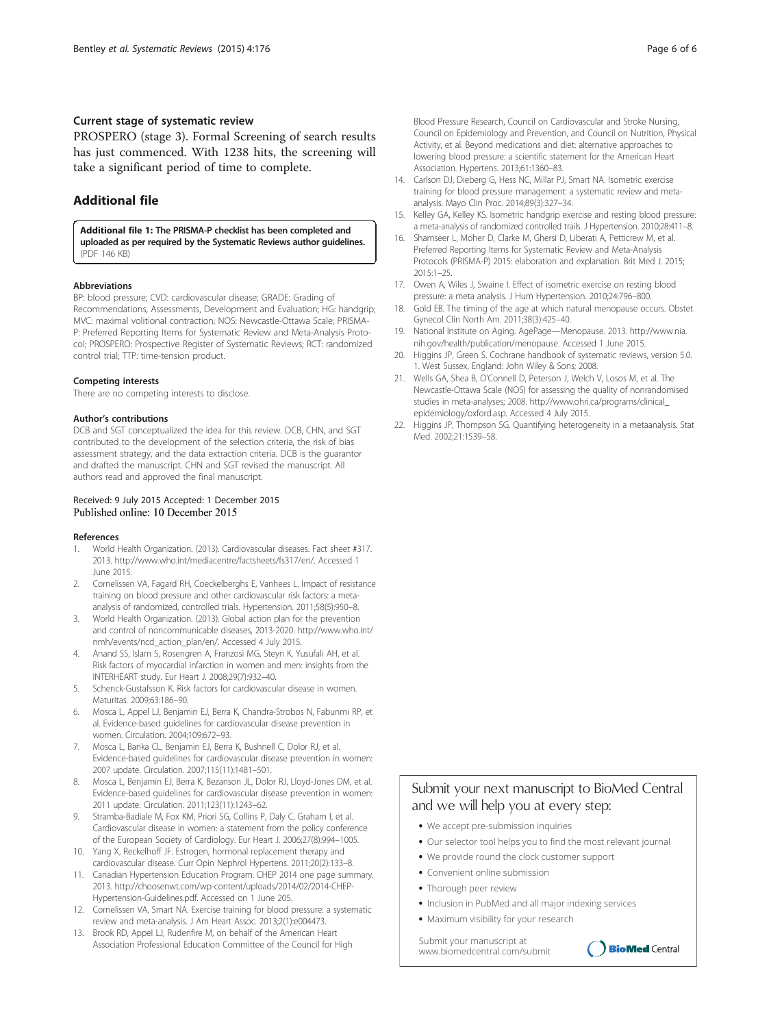### Current stage of systematic review

PROSPERO (stage 3). Formal Screening of search results has just commenced. With 1238 hits, the screening will take a significant period of time to complete.

## Additional file

**Additional file 1: The PRISMA-P checklist has been completed and uploaded as per required by the Systematic Reviews author guidelines.** (PDF 146 KB)

#### Abbreviations

BP: blood pressure; CVD: cardiovascular disease; GRADE: Grading of Recommendations, Assessments, Development and Evaluation; HG: handgrip; MVC: maximal volitional contraction; NOS: Newcastle-Ottawa Scale; PRISMA-P: Preferred Reporting Items for Systematic Review and Meta-Analysis Protocol; PROSPERO: Prospective Register of Systematic Reviews; RCT: randomized control trial; TTP: time-tension product.

#### Competing interests

There are no competing interests to disclose.

#### Author's contributions

DCB and SGT conceptualized the idea for this review. DCB, CHN, and SGT contributed to the development of the selection criteria, the risk of bias assessment strategy, and the data extraction criteria. DCB is the guarantor and drafted the manuscript. CHN and SGT revised the manuscript. All authors read and approved the final manuscript.

Received: 9 July 2015 Accepted: 1 December 2015
Published online: 10 December 2015

#### References

1. World Health Organization. (2013). Cardiovascular diseases. Fact sheet #317. 2013. http://www.who.int/mediacentre/factsheets/fs317/en/. Accessed 1 June 2015.
2. Cornelissen VA, Fagard RH, Coeckelberghs E, Vanhees L. Impact of resistance training on blood pressure and other cardiovascular risk factors: a meta-analysis of randomized, controlled trials. Hypertension. 2011;58(5):950–8.
3. World Health Organization. (2013). Global action plan for the prevention and control of noncommunicable diseases, 2013-2020. http://www.who.int/nmh/events/ncd_action_plan/en/. Accessed 4 July 2015.
4. Anand SS, Islam S, Rosengren A, Franzosi MG, Steyn K, Yusufali AH, et al. Risk factors of myocardial infarction in women and men: insights from the INTERHEART study. Eur Heart J. 2008;29(7):932–40.
5. Schenck-Gustafsson K. Risk factors for cardiovascular disease in women. Maturitas. 2009;63:186–90.
6. Mosca L, Appel LJ, Benjamin EJ, Berra K, Chandra-Strobos N, Fabunmi RP, et al. Evidence-based guidelines for cardiovascular disease prevention in women. Circulation. 2004;109:672–93.
7. Mosca L, Banka CL, Benjamin EJ, Berra K, Bushnell C, Dolor RJ, et al. Evidence-based guidelines for cardiovascular disease prevention in women: 2007 update. Circulation. 2007;115(11):1481–501.
8. Mosca L, Benjamin EJ, Berra K, Bezanson JL, Dolor RJ, Lloyd-Jones DM, et al. Evidence-based guidelines for cardiovascular disease prevention in women: 2011 update. Circulation. 2011;123(11):1243–62.
9. Stramba-Badiale M, Fox KM, Priori SG, Collins P, Daly C, Graham I, et al. Cardiovascular disease in women: a statement from the policy conference of the European Society of Cardiology. Eur Heart J. 2006;27(8):994–1005.
10. Yang X, Reckelhoff JF. Estrogen, hormonal replacement therapy and cardiovascular disease. Curr Opin Nephrol Hypertens. 2011;20(2):133–8.
11. Canadian Hypertension Education Program. CHEP 2014 one page summary. 2013. http://choosenwt.com/wp-content/uploads/2014/02/2014-CHEP-Hypertension-Guidelines.pdf. Accessed on 1 June 205.
12. Cornelissen VA, Smart NA. Exercise training for blood pressure: a systematic review and meta-analysis. J Am Heart Assoc. 2013;2(1):e004473.
13. Brook RD, Appel LJ, Rudenfire M, on behalf of the American Heart Association Professional Education Committee of the Council for High Blood Pressure Research, Council on Cardiovascular and Stroke Nursing, Council on Epidemiology and Prevention, and Council on Nutrition, Physical Activity, et al. Beyond medications and diet: alternative approaches to lowering blood pressure: a scientific statement for the American Heart Association. Hypertens. 2013;61:1360–83.
14. Carlson DJ, Dieberg G, Hess NC, Millar PJ, Smart NA. Isometric exercise training for blood pressure management: a systematic review and meta-analysis. Mayo Clin Proc. 2014;89(3):327–34.
15. Kelley GA, Kelley KS. Isometric handgrip exercise and resting blood pressure: a meta-analysis of randomized controlled trails. J Hypertension. 2010;28:411–8.
16. Shamseer L, Moher D, Clarke M, Ghersi D, Liberati A, Petticrew M, et al. Preferred Reporting Items for Systematic Review and Meta-Analysis Protocols (PRISMA-P) 2015: elaboration and explanation. Brit Med J. 2015; 2015:1–25.
17. Owen A, Wiles J, Swaine I. Effect of isometric exercise on resting blood pressure: a meta analysis. J Hum Hypertension. 2010;24:796–800.
18. Gold EB. The timing of the age at which natural menopause occurs. Obstet Gynecol Clin North Am. 2011;38(3):425–40.
19. National Institute on Aging. AgePage—Menopause. 2013. http://www.nia.nih.gov/health/publication/menopause. Accessed 1 June 2015.
20. Higgins JP, Green S. Cochrane handbook of systematic reviews, version 5.0. 1. West Sussex, England: John Wiley & Sons; 2008.
21. Wells GA, Shea B, O'Connell D, Peterson J, Welch V, Losos M, et al. The Newcastle-Ottawa Scale (NOS) for assessing the quality of nonrandomised studies in meta-analyses; 2008. http://www.ohri.ca/programs/clinical_epidemiology/oxford.asp. Accessed 4 July 2015.
22. Higgins JP, Thompson SG. Quantifying heterogeneity in a metaanalysis. Stat Med. 2002;21:1539–58.

Submit your next manuscript to BioMed Central and we will help you at every step:

- We accept pre-submission inquiries
- Our selector tool helps you to find the most relevant journal
- We provide round the clock customer support
- Convenient online submission
- Thorough peer review
- Inclusion in PubMed and all major indexing services
- Maximum visibility for your research

Submit your manuscript at www.biomedcentral.com/submit

BioMed Central